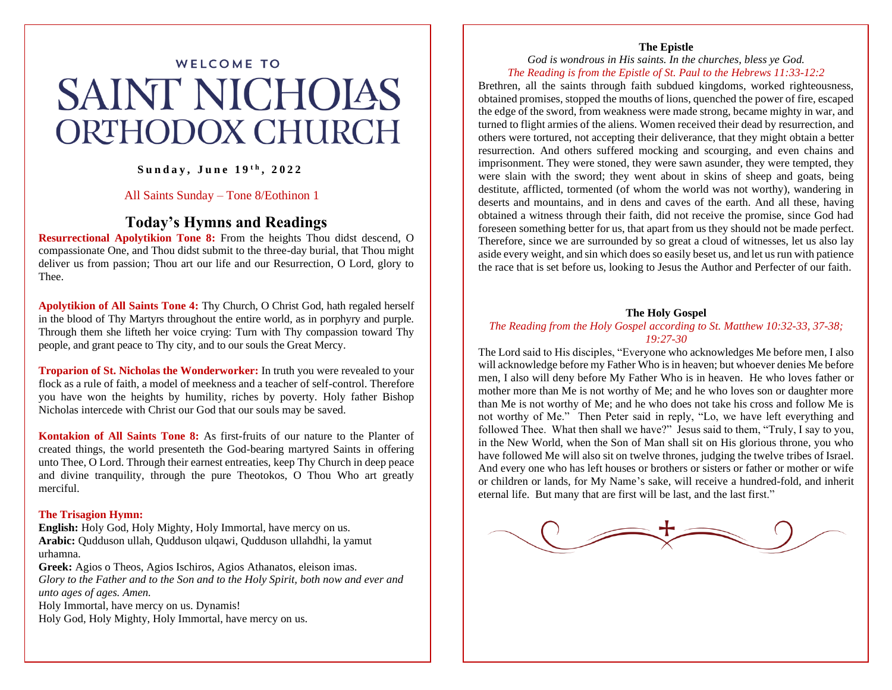WELCOME TO

# SAINT NICHOLAS ORTHODOX CHURCH

**Sunday, June 19th, 2022**

All Saints Sunday – Tone 8/Eothinon 1

## Today's Hymns and Readings

**Resurrectional Apolytikion Tone 8:** From the heights Thou didst descend, O compassionate One, and Thou didst submit to the three-day burial, that Thou might deliver us from passion; Thou art our life and our Resurrection, O Lord, glory to Thee.

**Apolytikion of All Saints Tone 4:** Thy Church, O Christ God, hath regaled herself in the blood of Thy Martyrs throughout the entire world, as in porphyry and purple. Through them she lifteth her voice crying: Turn with Thy compassion toward Thy people, and grant peace to Thy city, and to our souls the Great Mercy.

**Troparion of St. Nicholas the Wonderworker:** In truth you were revealed to your flock as a rule of faith, a model of meekness and a teacher of self-control. Therefore you have won the heights by humility, riches by poverty. Holy father Bishop Nicholas intercede with Christ our God that our souls may be saved.

**Kontakion of All Saints Tone 8:** As first-fruits of our nature to the Planter of created things, the world presenteth the God-bearing martyred Saints in offering unto Thee, O Lord. Through their earnest entreaties, keep Thy Church in deep peace and divine tranquility, through the pure Theotokos, O Thou Who art greatly merciful.

**The Trisagion Hymn:**
**English:** Holy God, Holy Mighty, Holy Immortal, have mercy on us.
**Arabic:** Qudduson ullah, Qudduson ulqawi, Qudduson ullahdhi, la yamut urhamna.
**Greek:** Agios o Theos, Agios Ischiros, Agios Athanatos, eleison imas.
*Glory to the Father and to the Son and to the Holy Spirit, both now and ever and unto ages of ages. Amen.*
Holy Immortal, have mercy on us. Dynamis!
Holy God, Holy Mighty, Holy Immortal, have mercy on us.

### The Epistle

*God is wondrous in His saints. In the churches, bless ye God.*
*The Reading is from the Epistle of St. Paul to the Hebrews 11:33-12:2*

Brethren, all the saints through faith subdued kingdoms, worked righteousness, obtained promises, stopped the mouths of lions, quenched the power of fire, escaped the edge of the sword, from weakness were made strong, became mighty in war, and turned to flight armies of the aliens. Women received their dead by resurrection, and others were tortured, not accepting their deliverance, that they might obtain a better resurrection. And others suffered mocking and scourging, and even chains and imprisonment. They were stoned, they were sawn asunder, they were tempted, they were slain with the sword; they went about in skins of sheep and goats, being destitute, afflicted, tormented (of whom the world was not worthy), wandering in deserts and mountains, and in dens and caves of the earth. And all these, having obtained a witness through their faith, did not receive the promise, since God had foreseen something better for us, that apart from us they should not be made perfect. Therefore, since we are surrounded by so great a cloud of witnesses, let us also lay aside every weight, and sin which does so easily beset us, and let us run with patience the race that is set before us, looking to Jesus the Author and Perfecter of our faith.

### The Holy Gospel

*The Reading from the Holy Gospel according to St. Matthew 10:32-33, 37-38; 19:27-30*

The Lord said to His disciples, "Everyone who acknowledges Me before men, I also will acknowledge before my Father Who is in heaven; but whoever denies Me before men, I also will deny before My Father Who is in heaven. He who loves father or mother more than Me is not worthy of Me; and he who loves son or daughter more than Me is not worthy of Me; and he who does not take his cross and follow Me is not worthy of Me." Then Peter said in reply, "Lo, we have left everything and followed Thee. What then shall we have?" Jesus said to them, "Truly, I say to you, in the New World, when the Son of Man shall sit on His glorious throne, you who have followed Me will also sit on twelve thrones, judging the twelve tribes of Israel. And every one who has left houses or brothers or sisters or father or mother or wife or children or lands, for My Name's sake, will receive a hundred-fold, and inherit eternal life. But many that are first will be last, and the last first."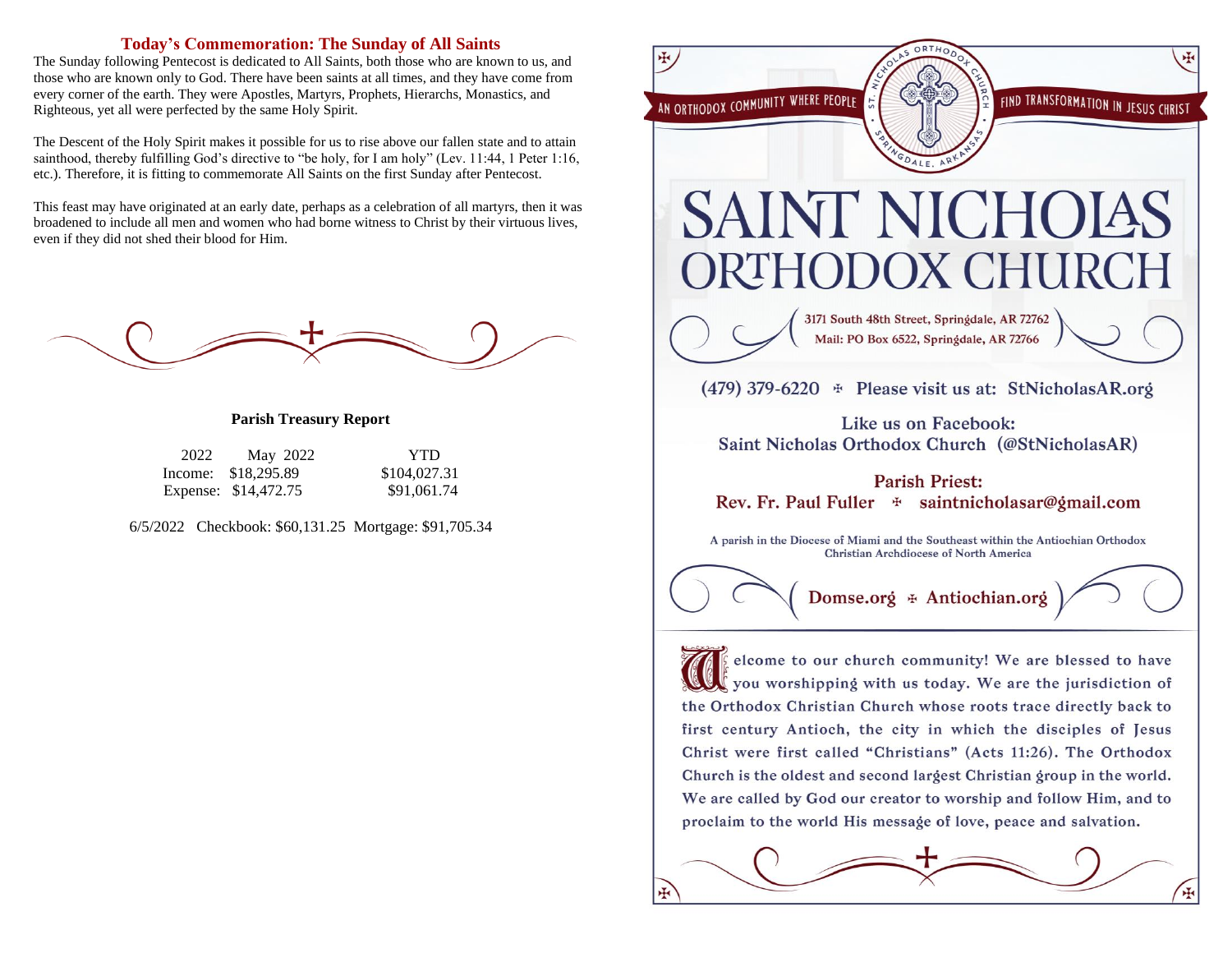## Today's Commemoration: The Sunday of All Saints

The Sunday following Pentecost is dedicated to All Saints, both those who are known to us, and those who are known only to God. There have been saints at all times, and they have come from every corner of the earth. They were Apostles, Martyrs, Prophets, Hierarchs, Monastics, and Righteous, yet all were perfected by the same Holy Spirit.

The Descent of the Holy Spirit makes it possible for us to rise above our fallen state and to attain sainthood, thereby fulfilling God's directive to "be holy, for I am holy" (Lev. 11:44, 1 Peter 1:16, etc.). Therefore, it is fitting to commemorate All Saints on the first Sunday after Pentecost.

This feast may have originated at an early date, perhaps as a celebration of all martyrs, then it was broadened to include all men and women who had borne witness to Christ by their virtuous lives, even if they did not shed their blood for Him.

**Parish Treasury Report**

| 2022 | May 2022 | YTD |
|---|---|---|
| Income: | $18,295.89 | $104,027.31 |
| Expense: | $14,472.75 | $91,061.74 |

6/5/2022 Checkbook: $60,131.25 Mortgage: $91,705.34

AN ORTHODOX COMMUNITY WHERE PEOPLE FIND TRANSFORMATION IN JESUS CHRIST

ST. NICHOLAS ORTHODOX CHURCH • SPRINGDALE, ARKANSAS •

# SAINT NICHOLAS ORTHODOX CHURCH

3171 South 48th Street, Springdale, AR 72762
Mail: PO Box 6522, Springdale, AR 72766

(479) 379-6220 ✠ Please visit us at: StNicholasAR.org

Like us on Facebook:
Saint Nicholas Orthodox Church (@StNicholasAR)

Parish Priest:
Rev. Fr. Paul Fuller ✠ saintnicholasar@gmail.com

A parish in the Diocese of Miami and the Southeast within the Antiochian Orthodox Christian Archdiocese of North America

Domse.org ✠ Antiochian.org

Welcome to our church community! We are blessed to have you worshipping with us today. We are the jurisdiction of the Orthodox Christian Church whose roots trace directly back to first century Antioch, the city in which the disciples of Jesus Christ were first called "Christians" (Acts 11:26). The Orthodox Church is the oldest and second largest Christian group in the world. We are called by God our creator to worship and follow Him, and to proclaim to the world His message of love, peace and salvation.